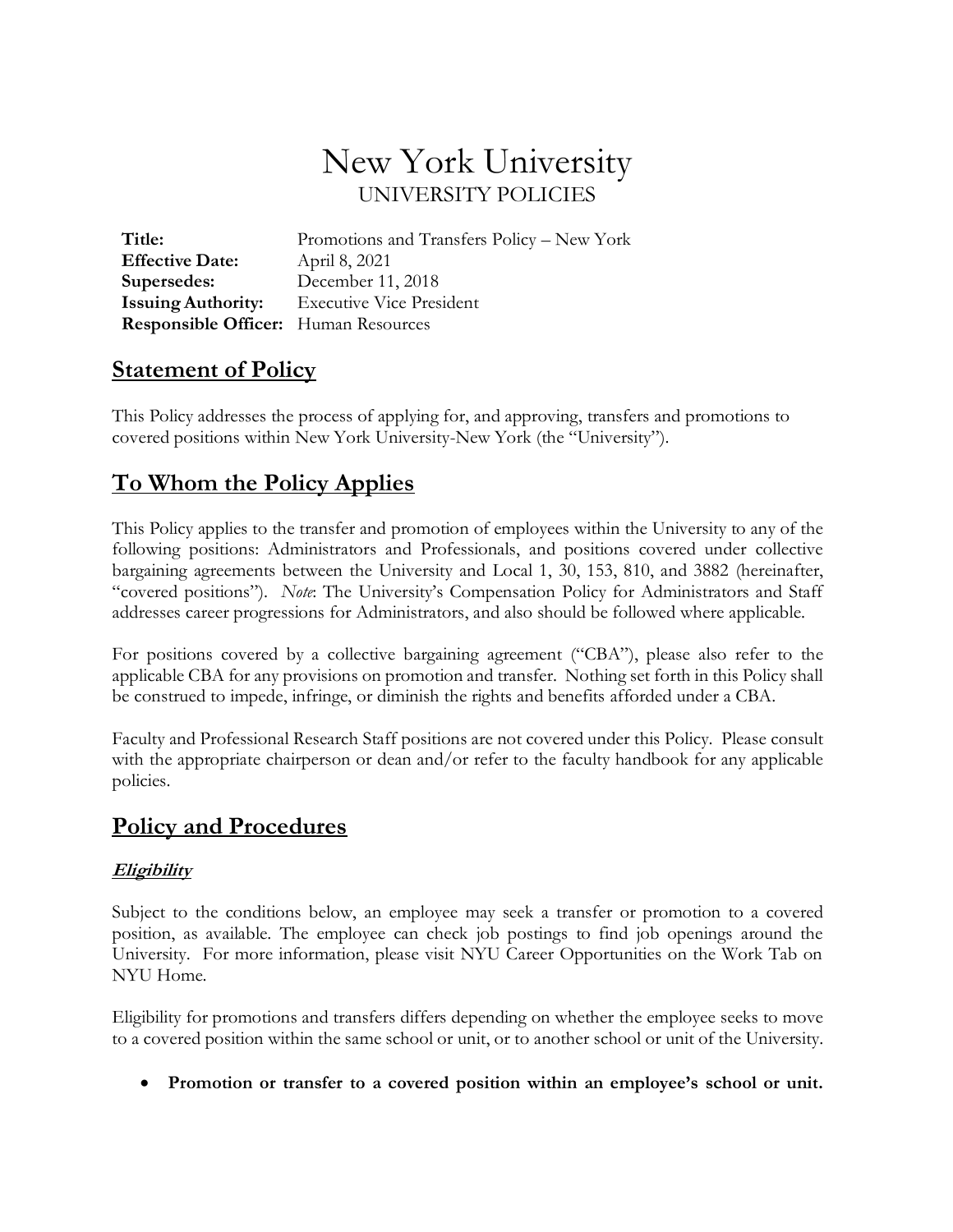# New York University

UNIVERSITY POLICIES

**Title:** Promotions and Transfers Policy – New York
**Effective Date:** April 8, 2021
**Supersedes:** December 11, 2018
**Issuing Authority:** Executive Vice President
**Responsible Officer:** Human Resources

## Statement of Policy

This Policy addresses the process of applying for, and approving, transfers and promotions to covered positions within New York University-New York (the "University").

## To Whom the Policy Applies

This Policy applies to the transfer and promotion of employees within the University to any of the following positions: Administrators and Professionals, and positions covered under collective bargaining agreements between the University and Local 1, 30, 153, 810, and 3882 (hereinafter, "covered positions"). *Note*: The University's Compensation Policy for Administrators and Staff addresses career progressions for Administrators, and also should be followed where applicable.

For positions covered by a collective bargaining agreement ("CBA"), please also refer to the applicable CBA for any provisions on promotion and transfer. Nothing set forth in this Policy shall be construed to impede, infringe, or diminish the rights and benefits afforded under a CBA.

Faculty and Professional Research Staff positions are not covered under this Policy. Please consult with the appropriate chairperson or dean and/or refer to the faculty handbook for any applicable policies.

## Policy and Procedures

### *Eligibility*

Subject to the conditions below, an employee may seek a transfer or promotion to a covered position, as available. The employee can check job postings to find job openings around the University. For more information, please visit NYU Career Opportunities on the Work Tab on NYU Home.

Eligibility for promotions and transfers differs depending on whether the employee seeks to move to a covered position within the same school or unit, or to another school or unit of the University.

- **Promotion or transfer to a covered position within an employee's school or unit.**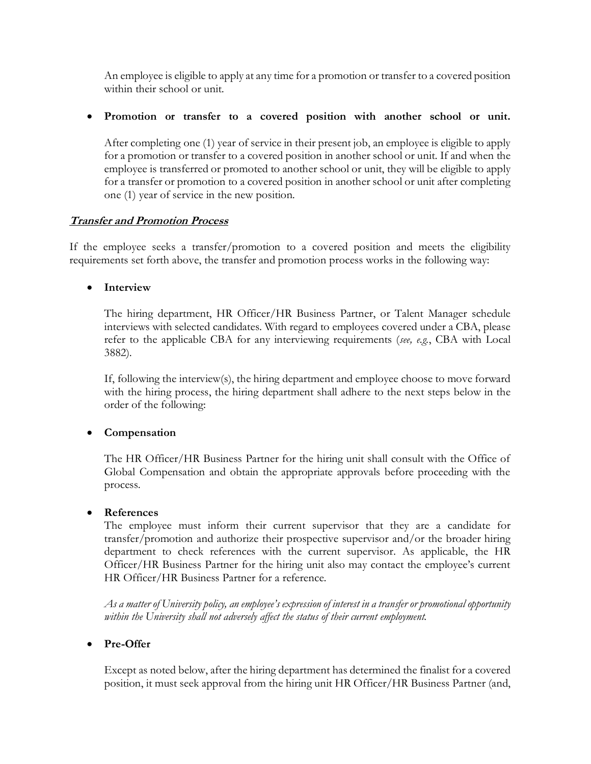An employee is eligible to apply at any time for a promotion or transfer to a covered position within their school or unit.

- **Promotion or transfer to a covered position with another school or unit.**

  After completing one (1) year of service in their present job, an employee is eligible to apply for a promotion or transfer to a covered position in another school or unit. If and when the employee is transferred or promoted to another school or unit, they will be eligible to apply for a transfer or promotion to a covered position in another school or unit after completing one (1) year of service in the new position.

***Transfer and Promotion Process***

If the employee seeks a transfer/promotion to a covered position and meets the eligibility requirements set forth above, the transfer and promotion process works in the following way:

- **Interview**

  The hiring department, HR Officer/HR Business Partner, or Talent Manager schedule interviews with selected candidates. With regard to employees covered under a CBA, please refer to the applicable CBA for any interviewing requirements (*see, e.g.*, CBA with Local 3882).

  If, following the interview(s), the hiring department and employee choose to move forward with the hiring process, the hiring department shall adhere to the next steps below in the order of the following:

- **Compensation**

  The HR Officer/HR Business Partner for the hiring unit shall consult with the Office of Global Compensation and obtain the appropriate approvals before proceeding with the process.

- **References**

  The employee must inform their current supervisor that they are a candidate for transfer/promotion and authorize their prospective supervisor and/or the broader hiring department to check references with the current supervisor. As applicable, the HR Officer/HR Business Partner for the hiring unit also may contact the employee's current HR Officer/HR Business Partner for a reference.

  *As a matter of University policy, an employee's expression of interest in a transfer or promotional opportunity within the University shall not adversely affect the status of their current employment.*

- **Pre-Offer**

  Except as noted below, after the hiring department has determined the finalist for a covered position, it must seek approval from the hiring unit HR Officer/HR Business Partner (and,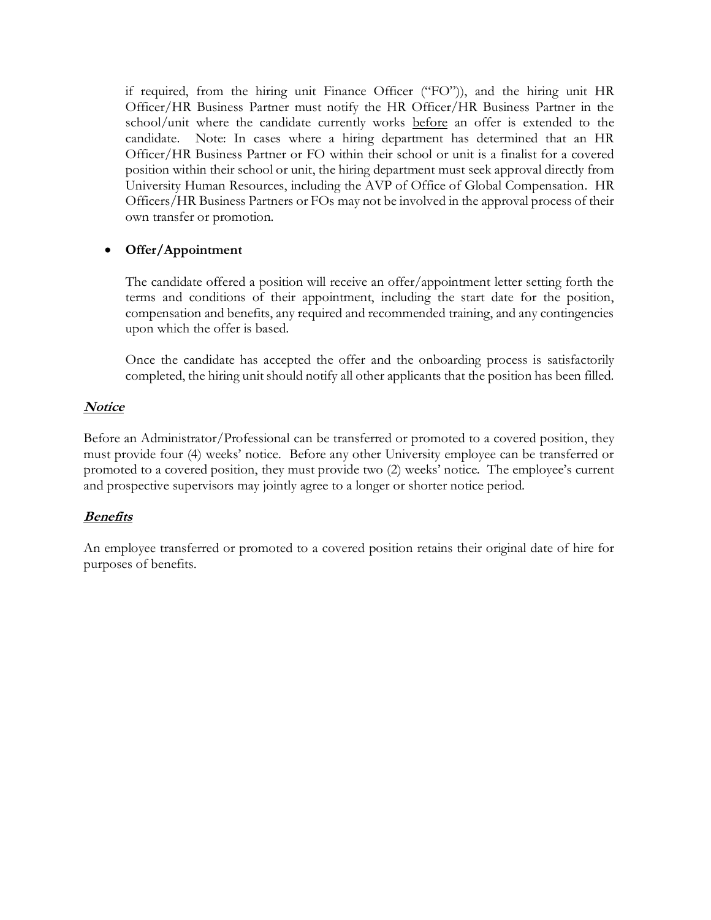if required, from the hiring unit Finance Officer ("FO")), and the hiring unit HR Officer/HR Business Partner must notify the HR Officer/HR Business Partner in the school/unit where the candidate currently works <u>before</u> an offer is extended to the candidate. Note: In cases where a hiring department has determined that an HR Officer/HR Business Partner or FO within their school or unit is a finalist for a covered position within their school or unit, the hiring department must seek approval directly from University Human Resources, including the AVP of Office of Global Compensation. HR Officers/HR Business Partners or FOs may not be involved in the approval process of their own transfer or promotion.

- **Offer/Appointment**

  The candidate offered a position will receive an offer/appointment letter setting forth the terms and conditions of their appointment, including the start date for the position, compensation and benefits, any required and recommended training, and any contingencies upon which the offer is based.

  Once the candidate has accepted the offer and the onboarding process is satisfactorily completed, the hiring unit should notify all other applicants that the position has been filled.

### ***Notice***

Before an Administrator/Professional can be transferred or promoted to a covered position, they must provide four (4) weeks' notice. Before any other University employee can be transferred or promoted to a covered position, they must provide two (2) weeks' notice. The employee's current and prospective supervisors may jointly agree to a longer or shorter notice period.

### ***Benefits***

An employee transferred or promoted to a covered position retains their original date of hire for purposes of benefits.